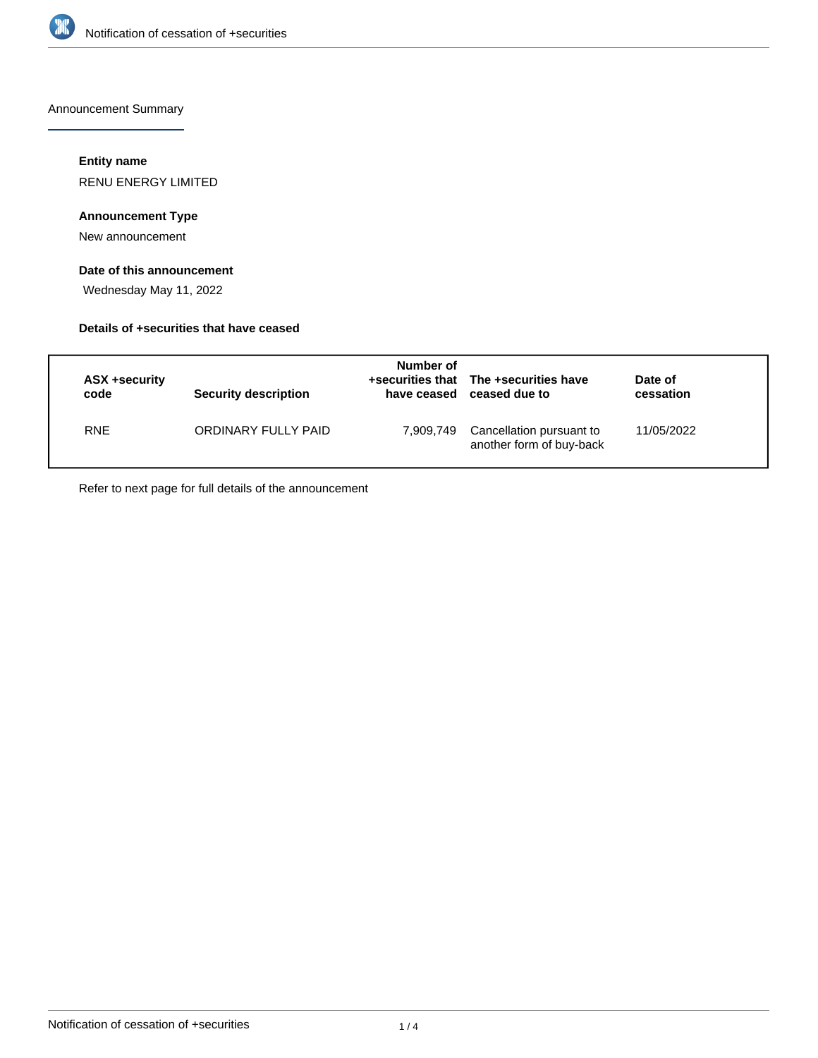# Notification of cessation of +securities

## Announcement Summary

### Entity name

RENU ENERGY LIMITED

### Announcement Type

New announcement

### Date of this announcement

Wednesday May 11, 2022

### Details of +securities that have ceased

| ASX +security code | Security description | Number of +securities that have ceased | The +securities have ceased due to | Date of cessation |
|---|---|---|---|---|
| RNE | ORDINARY FULLY PAID | 7,909,749 | Cancellation pursuant to another form of buy-back | 11/05/2022 |

Refer to next page for full details of the announcement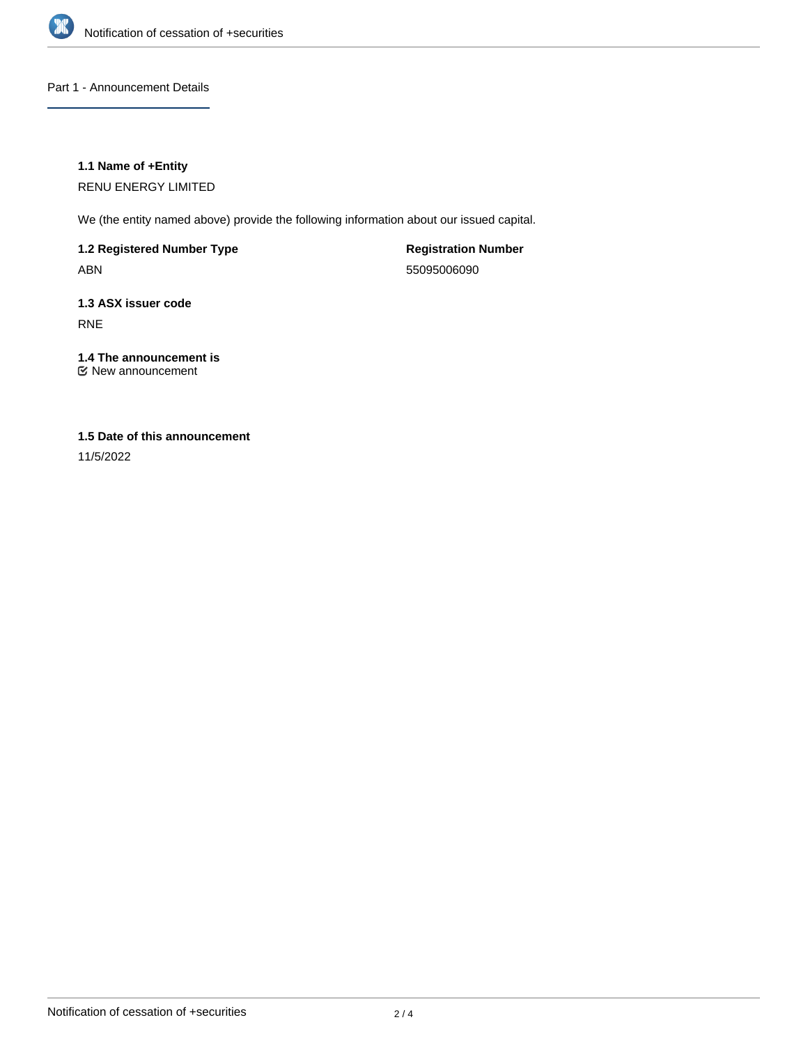## Part 1 - Announcement Details

### 1.1 Name of +Entity

RENU ENERGY LIMITED

We (the entity named above) provide the following information about our issued capital.

| **1.2 Registered Number Type** | **Registration Number** |
| --- | --- |
| ABN | 55095006090 |

### 1.3 ASX issuer code

RNE

### 1.4 The announcement is

☑ New announcement

### 1.5 Date of this announcement

11/5/2022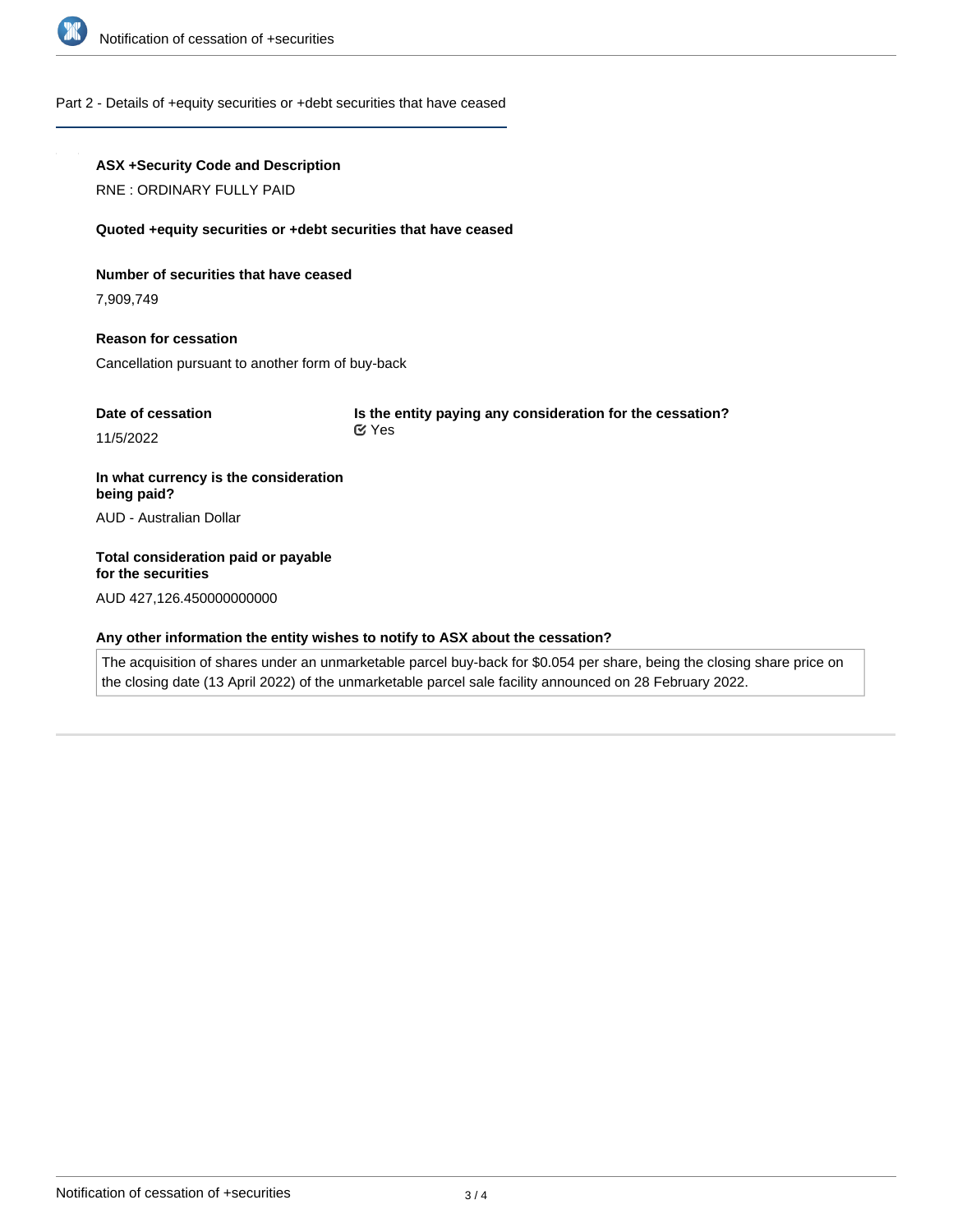## Part 2 - Details of +equity securities or +debt securities that have ceased

**ASX +Security Code and Description**

RNE : ORDINARY FULLY PAID

**Quoted +equity securities or +debt securities that have ceased**

**Number of securities that have ceased**

7,909,749

**Reason for cessation**

Cancellation pursuant to another form of buy-back

**Date of cessation**

11/5/2022

**Is the entity paying any consideration for the cessation?**

Yes

**In what currency is the consideration being paid?**

AUD - Australian Dollar

**Total consideration paid or payable for the securities**

AUD 427,126.450000000000

**Any other information the entity wishes to notify to ASX about the cessation?**

The acquisition of shares under an unmarketable parcel buy-back for $0.054 per share, being the closing share price on the closing date (13 April 2022) of the unmarketable parcel sale facility announced on 28 February 2022.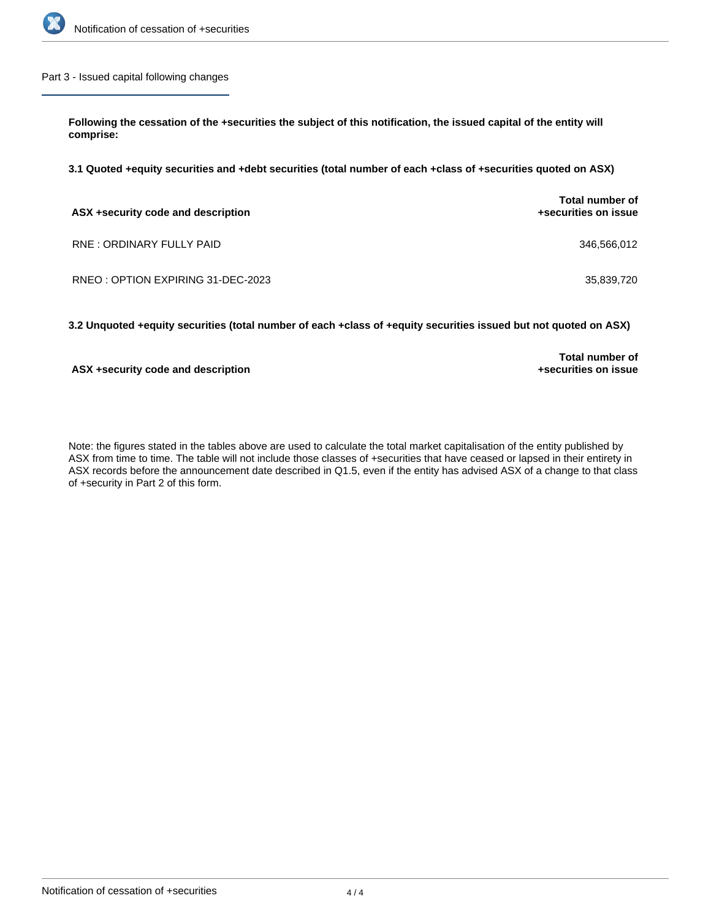## Part 3 - Issued capital following changes

**Following the cessation of the +securities the subject of this notification, the issued capital of the entity will comprise:**

**3.1 Quoted +equity securities and +debt securities (total number of each +class of +securities quoted on ASX)**

| ASX +security code and description | Total number of +securities on issue |
|---|---|
| RNE : ORDINARY FULLY PAID | 346,566,012 |
| RNEO : OPTION EXPIRING 31-DEC-2023 | 35,839,720 |

**3.2 Unquoted +equity securities (total number of each +class of +equity securities issued but not quoted on ASX)**

| ASX +security code and description | Total number of +securities on issue |
|---|---|

Note: the figures stated in the tables above are used to calculate the total market capitalisation of the entity published by ASX from time to time. The table will not include those classes of +securities that have ceased or lapsed in their entirety in ASX records before the announcement date described in Q1.5, even if the entity has advised ASX of a change to that class of +security in Part 2 of this form.